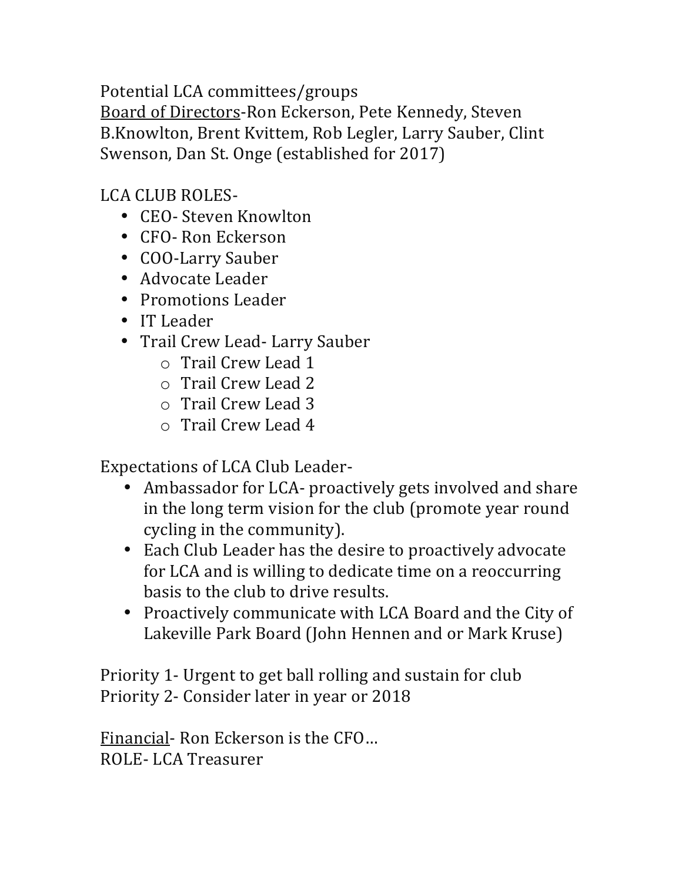Potential LCA committees/groups

<u>Board of Directors</u>-Ron Eckerson, Pete Kennedy, Steven B.Knowlton, Brent Kvittem, Rob Legler, Larry Sauber, Clint Swenson, Dan St. Onge (established for 2017)

LCA CLUB ROLES-

- CEO- Steven Knowlton
- CFO- Ron Eckerson
- COO-Larry Sauber
- Advocate Leader
- Promotions Leader
- IT Leader
- Trail Crew Lead- Larry Sauber
  - Trail Crew Lead 1
  - Trail Crew Lead 2
  - Trail Crew Lead 3
  - Trail Crew Lead 4

Expectations of LCA Club Leader-

- Ambassador for LCA- proactively gets involved and share in the long term vision for the club (promote year round cycling in the community).
- Each Club Leader has the desire to proactively advocate for LCA and is willing to dedicate time on a reoccurring basis to the club to drive results.
- Proactively communicate with LCA Board and the City of Lakeville Park Board (John Hennen and or Mark Kruse)

Priority 1- Urgent to get ball rolling and sustain for club
Priority 2- Consider later in year or 2018

<u>Financial</u>- Ron Eckerson is the CFO…
ROLE- LCA Treasurer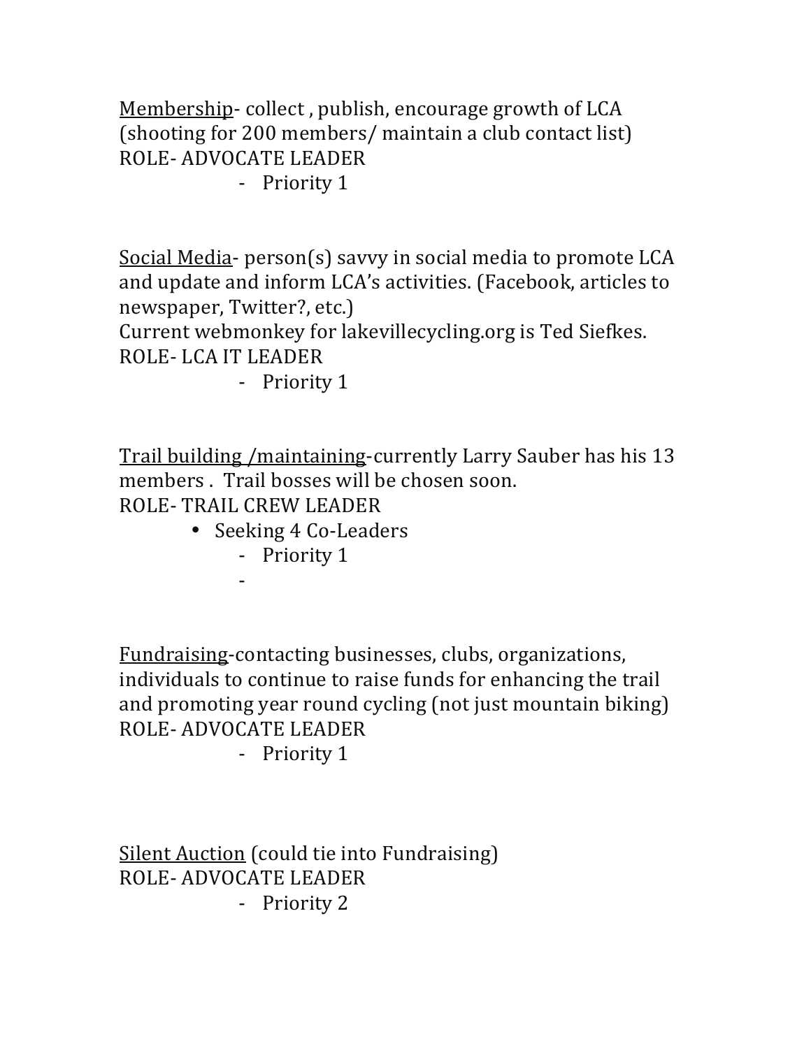<u>Membership</u>- collect , publish, encourage growth of LCA (shooting for 200 members/ maintain a club contact list)
ROLE- ADVOCATE LEADER

- Priority 1

<u>Social Media</u>- person(s) savvy in social media to promote LCA and update and inform LCA's activities. (Facebook, articles to newspaper, Twitter?, etc.)
Current webmonkey for lakevillecycling.org is Ted Siefkes.
ROLE- LCA IT LEADER

- Priority 1

<u>Trail building /maintaining</u>-currently Larry Sauber has his 13 members . Trail bosses will be chosen soon.
ROLE- TRAIL CREW LEADER

- Seeking 4 Co-Leaders
  - Priority 1
  -

<u>Fundraising</u>-contacting businesses, clubs, organizations, individuals to continue to raise funds for enhancing the trail and promoting year round cycling (not just mountain biking)
ROLE- ADVOCATE LEADER

- Priority 1

<u>Silent Auction</u> (could tie into Fundraising)
ROLE- ADVOCATE LEADER

- Priority 2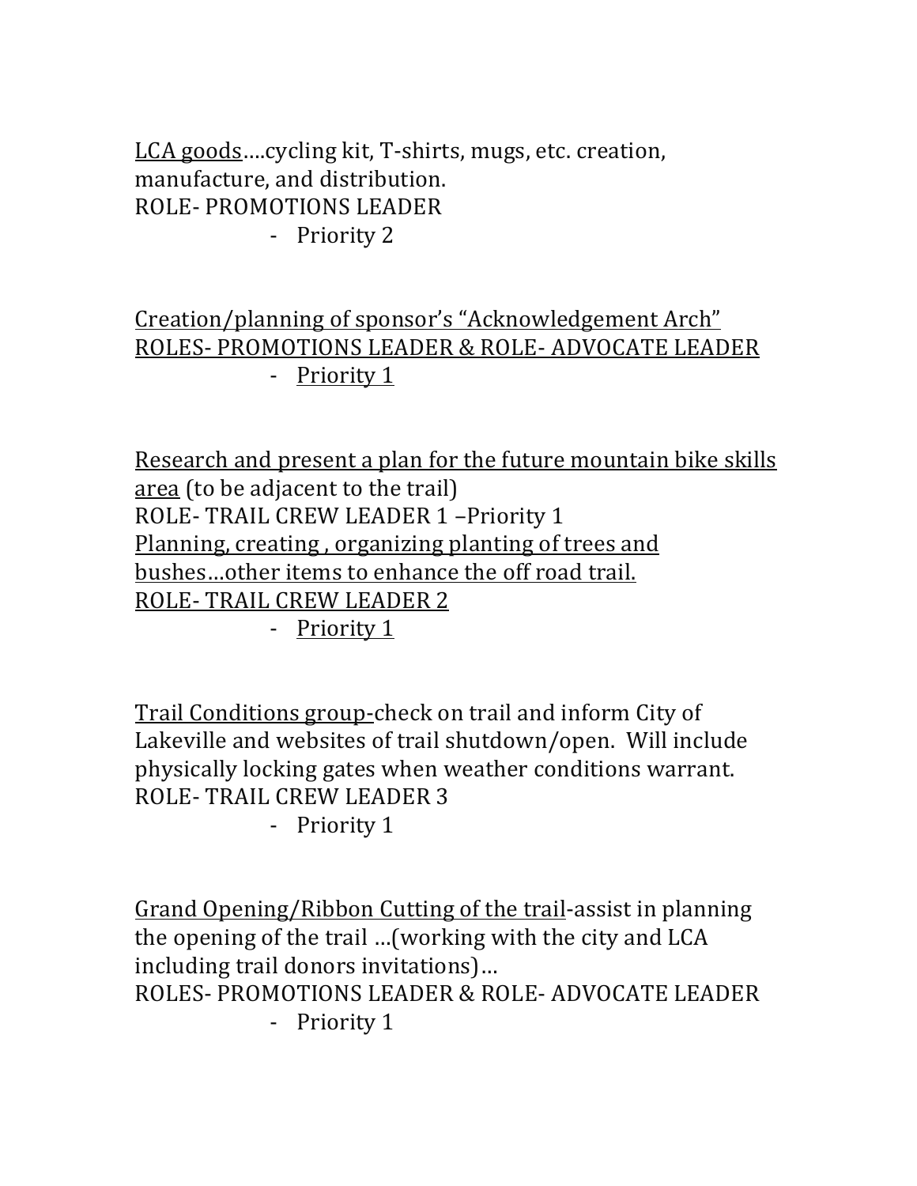LCA goods….cycling kit, T-shirts, mugs, etc. creation, manufacture, and distribution.
ROLE- PROMOTIONS LEADER

- Priority 2

Creation/planning of sponsor's "Acknowledgement Arch"
ROLES- PROMOTIONS LEADER & ROLE- ADVOCATE LEADER

- Priority 1

Research and present a plan for the future mountain bike skills area (to be adjacent to the trail)
ROLE- TRAIL CREW LEADER 1 –Priority 1
Planning, creating , organizing planting of trees and bushes…other items to enhance the off road trail.
ROLE- TRAIL CREW LEADER 2

- Priority 1

Trail Conditions group-check on trail and inform City of Lakeville and websites of trail shutdown/open. Will include physically locking gates when weather conditions warrant.
ROLE- TRAIL CREW LEADER 3

- Priority 1

Grand Opening/Ribbon Cutting of the trail-assist in planning the opening of the trail …(working with the city and LCA including trail donors invitations)…
ROLES- PROMOTIONS LEADER & ROLE- ADVOCATE LEADER

- Priority 1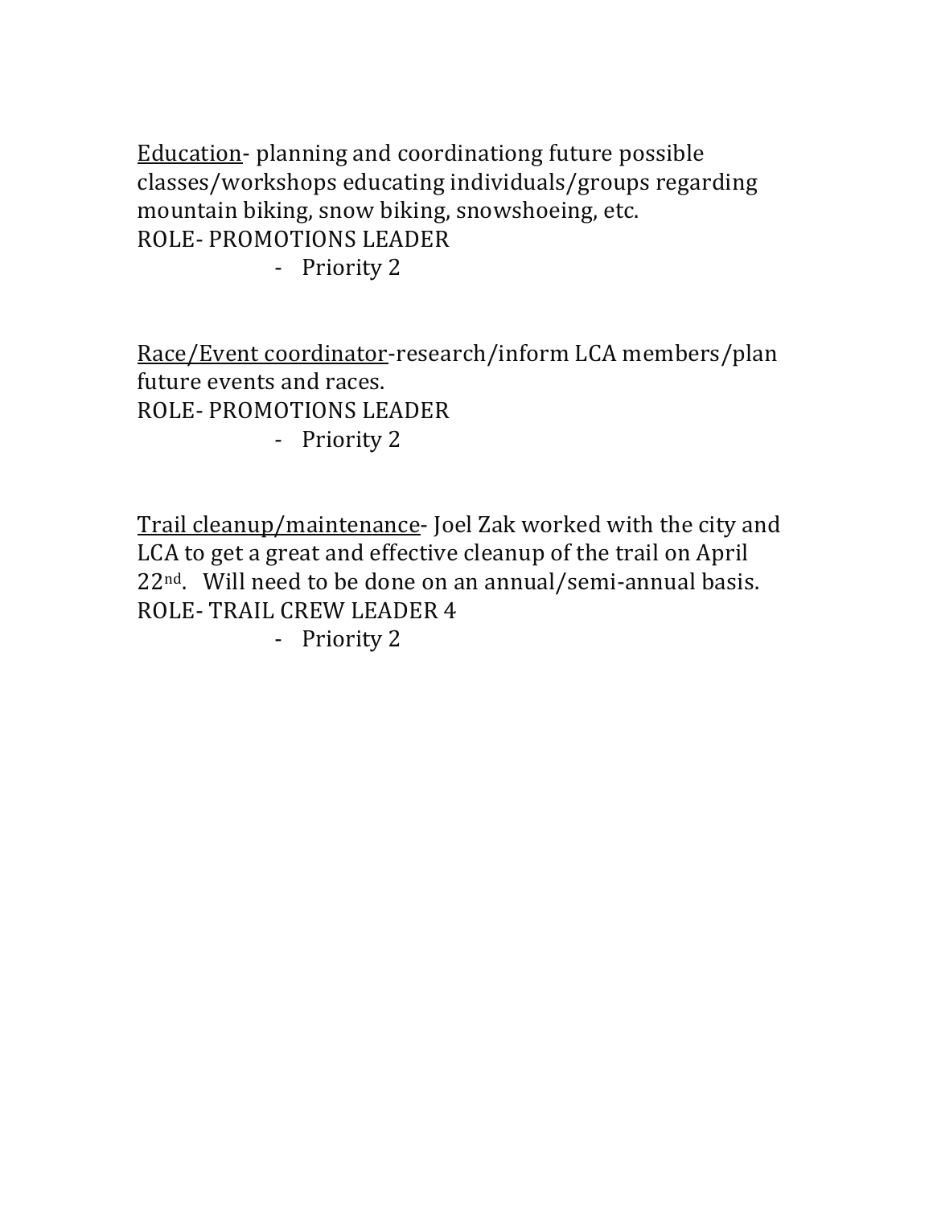<u>Education</u>- planning and coordinationg future possible classes/workshops educating individuals/groups regarding mountain biking, snow biking, snowshoeing, etc.
ROLE- PROMOTIONS LEADER

- Priority 2

<u>Race/Event coordinator</u>-research/inform LCA members/plan future events and races.
ROLE- PROMOTIONS LEADER

- Priority 2

<u>Trail cleanup/maintenance</u>- Joel Zak worked with the city and LCA to get a great and effective cleanup of the trail on April 22nd. Will need to be done on an annual/semi-annual basis.
ROLE- TRAIL CREW LEADER 4

- Priority 2